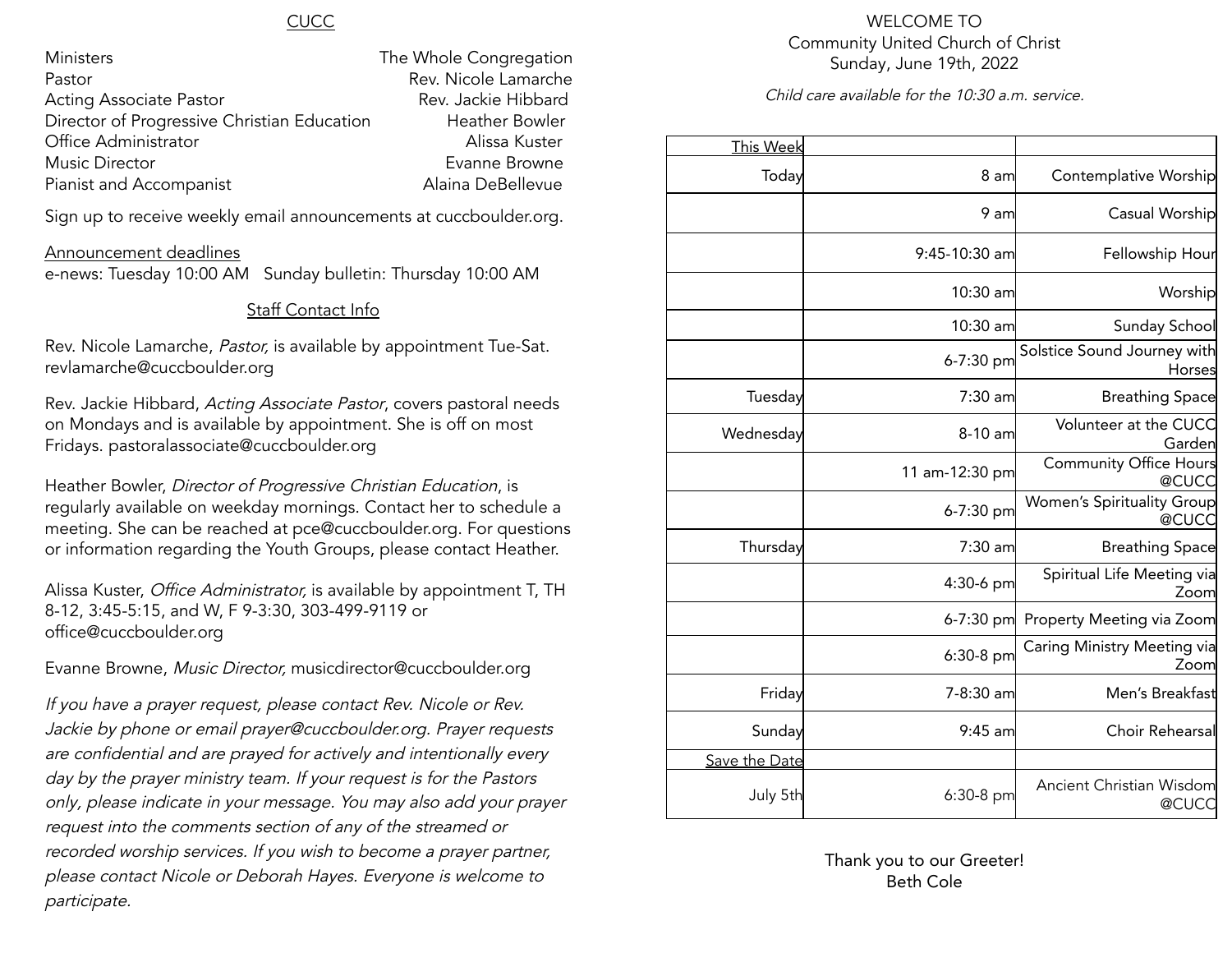## CUCC

| | |
|---|---|
| Ministers | The Whole Congregation |
| Pastor | Rev. Nicole Lamarche |
| Acting Associate Pastor | Rev. Jackie Hibbard |
| Director of Progressive Christian Education | Heather Bowler |
| Office Administrator | Alissa Kuster |
| Music Director | Evanne Browne |
| Pianist and Accompanist | Alaina DeBellevue |

Sign up to receive weekly email announcements at cuccboulder.org.

Announcement deadlines
e-news: Tuesday 10:00 AM   Sunday bulletin: Thursday 10:00 AM

### Staff Contact Info

Rev. Nicole Lamarche, *Pastor,* is available by appointment Tue-Sat. revlamarche@cuccboulder.org

Rev. Jackie Hibbard, *Acting Associate Pastor*, covers pastoral needs on Mondays and is available by appointment. She is off on most Fridays. pastoralassociate@cuccboulder.org

Heather Bowler, *Director of Progressive Christian Education*, is regularly available on weekday mornings. Contact her to schedule a meeting. She can be reached at pce@cuccboulder.org. For questions or information regarding the Youth Groups, please contact Heather.

Alissa Kuster, *Office Administrator,* is available by appointment T, TH 8-12, 3:45-5:15, and W, F 9-3:30, 303-499-9119 or office@cuccboulder.org

Evanne Browne, *Music Director,* musicdirector@cuccboulder.org

*If you have a prayer request, please contact Rev. Nicole or Rev. Jackie by phone or email prayer@cuccboulder.org. Prayer requests are confidential and are prayed for actively and intentionally every day by the prayer ministry team. If your request is for the Pastors only, please indicate in your message. You may also add your prayer request into the comments section of any of the streamed or recorded worship services. If you wish to become a prayer partner, please contact Nicole or Deborah Hayes. Everyone is welcome to participate.*

WELCOME TO
Community United Church of Christ
Sunday, June 19th, 2022

*Child care available for the 10:30 a.m. service.*

| This Week | | |
|---|---|---|
| Today | 8 am | Contemplative Worship |
| | 9 am | Casual Worship |
| | 9:45-10:30 am | Fellowship Hour |
| | 10:30 am | Worship |
| | 10:30 am | Sunday School |
| | 6-7:30 pm | Solstice Sound Journey with Horses |
| Tuesday | 7:30 am | Breathing Space |
| Wednesday | 8-10 am | Volunteer at the CUCC Garden |
| | 11 am-12:30 pm | Community Office Hours @CUCC |
| | 6-7:30 pm | Women's Spirituality Group @CUCC |
| Thursday | 7:30 am | Breathing Space |
| | 4:30-6 pm | Spiritual Life Meeting via Zoom |
| | 6-7:30 pm | Property Meeting via Zoom |
| | 6:30-8 pm | Caring Ministry Meeting via Zoom |
| Friday | 7-8:30 am | Men's Breakfast |
| Sunday | 9:45 am | Choir Rehearsal |
| Save the Date | | |
| July 5th | 6:30-8 pm | Ancient Christian Wisdom @CUCC |

Thank you to our Greeter!
Beth Cole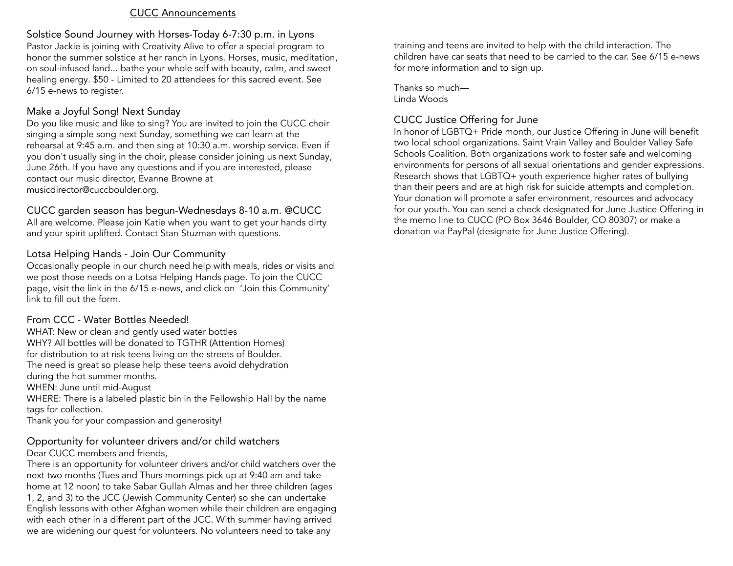# CUCC Announcements

## Solstice Sound Journey with Horses-Today 6-7:30 p.m. in Lyons

Pastor Jackie is joining with Creativity Alive to offer a special program to honor the summer solstice at her ranch in Lyons. Horses, music, meditation, on soul-infused land... bathe your whole self with beauty, calm, and sweet healing energy. $50 - Limited to 20 attendees for this sacred event. See 6/15 e-news to register.

## Make a Joyful Song! Next Sunday

Do you like music and like to sing? You are invited to join the CUCC choir singing a simple song next Sunday, something we can learn at the rehearsal at 9:45 a.m. and then sing at 10:30 a.m. worship service. Even if you don't usually sing in the choir, please consider joining us next Sunday, June 26th. If you have any questions and if you are interested, please contact our music director, Evanne Browne at musicdirector@cuccboulder.org.

## CUCC garden season has begun-Wednesdays 8-10 a.m. @CUCC

All are welcome. Please join Katie when you want to get your hands dirty and your spirit uplifted. Contact Stan Stuzman with questions.

## Lotsa Helping Hands - Join Our Community

Occasionally people in our church need help with meals, rides or visits and we post those needs on a Lotsa Helping Hands page. To join the CUCC page, visit the link in the 6/15 e-news, and click on 'Join this Community' link to fill out the form.

## From CCC - Water Bottles Needed!

WHAT: New or clean and gently used water bottles
WHY? All bottles will be donated to TGTHR (Attention Homes) for distribution to at risk teens living on the streets of Boulder. The need is great so please help these teens avoid dehydration during the hot summer months.
WHEN: June until mid-August
WHERE: There is a labeled plastic bin in the Fellowship Hall by the name tags for collection.
Thank you for your compassion and generosity!

## Opportunity for volunteer drivers and/or child watchers

Dear CUCC members and friends,

There is an opportunity for volunteer drivers and/or child watchers over the next two months (Tues and Thurs mornings pick up at 9:40 am and take home at 12 noon) to take Sabar Gullah Almas and her three children (ages 1, 2, and 3) to the JCC (Jewish Community Center) so she can undertake English lessons with other Afghan women while their children are engaging with each other in a different part of the JCC. With summer having arrived we are widening our quest for volunteers. No volunteers need to take any training and teens are invited to help with the child interaction. The children have car seats that need to be carried to the car. See 6/15 e-news for more information and to sign up.

Thanks so much—
Linda Woods

## CUCC Justice Offering for June

In honor of LGBTQ+ Pride month, our Justice Offering in June will benefit two local school organizations. Saint Vrain Valley and Boulder Valley Safe Schools Coalition. Both organizations work to foster safe and welcoming environments for persons of all sexual orientations and gender expressions. Research shows that LGBTQ+ youth experience higher rates of bullying than their peers and are at high risk for suicide attempts and completion. Your donation will promote a safer environment, resources and advocacy for our youth. You can send a check designated for June Justice Offering in the memo line to CUCC (PO Box 3646 Boulder, CO 80307) or make a donation via PayPal (designate for June Justice Offering).